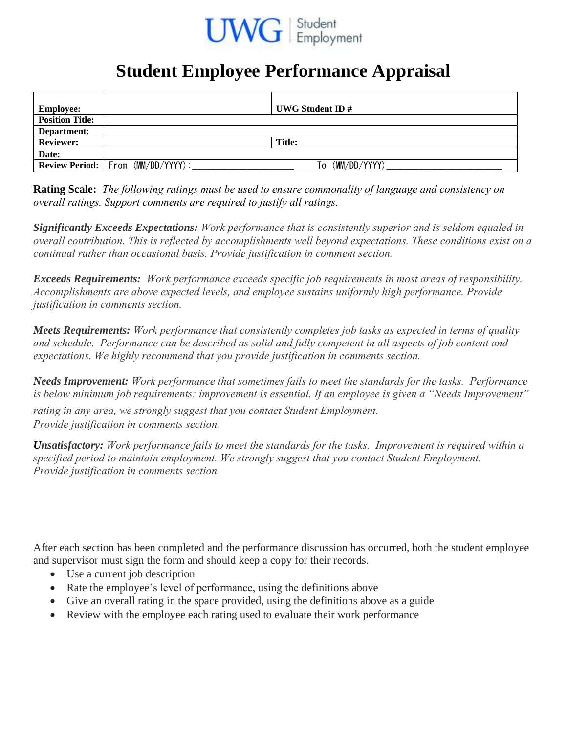UWG | Student Employment

# Student Employee Performance Appraisal

| | | | |
|---|---|---|---|
| **Employee:** | | **UWG Student ID #** | |
| **Position Title:** | | | |
| **Department:** | | | |
| **Reviewer:** | | **Title:** | |
| **Date:** | | | |
| **Review Period:** | From (MM/DD/YYYY):____________________ | To (MM/DD/YYYY)______________________ | |

**Rating Scale:** *The following ratings must be used to ensure commonality of language and consistency on overall ratings. Support comments are required to justify all ratings.*

***Significantly Exceeds Expectations:*** *Work performance that is consistently superior and is seldom equaled in overall contribution. This is reflected by accomplishments well beyond expectations. These conditions exist on a continual rather than occasional basis. Provide justification in comment section.*

***Exceeds Requirements:*** *Work performance exceeds specific job requirements in most areas of responsibility. Accomplishments are above expected levels, and employee sustains uniformly high performance. Provide justification in comments section.*

***Meets Requirements:*** *Work performance that consistently completes job tasks as expected in terms of quality and schedule. Performance can be described as solid and fully competent in all aspects of job content and expectations. We highly recommend that you provide justification in comments section.*

***Needs Improvement:*** *Work performance that sometimes fails to meet the standards for the tasks. Performance is below minimum job requirements; improvement is essential. If an employee is given a "Needs Improvement" rating in any area, we strongly suggest that you contact Student Employment. Provide justification in comments section.*

***Unsatisfactory:*** *Work performance fails to meet the standards for the tasks. Improvement is required within a specified period to maintain employment. We strongly suggest that you contact Student Employment. Provide justification in comments section.*

After each section has been completed and the performance discussion has occurred, both the student employee and supervisor must sign the form and should keep a copy for their records.

- Use a current job description
- Rate the employee's level of performance, using the definitions above
- Give an overall rating in the space provided, using the definitions above as a guide
- Review with the employee each rating used to evaluate their work performance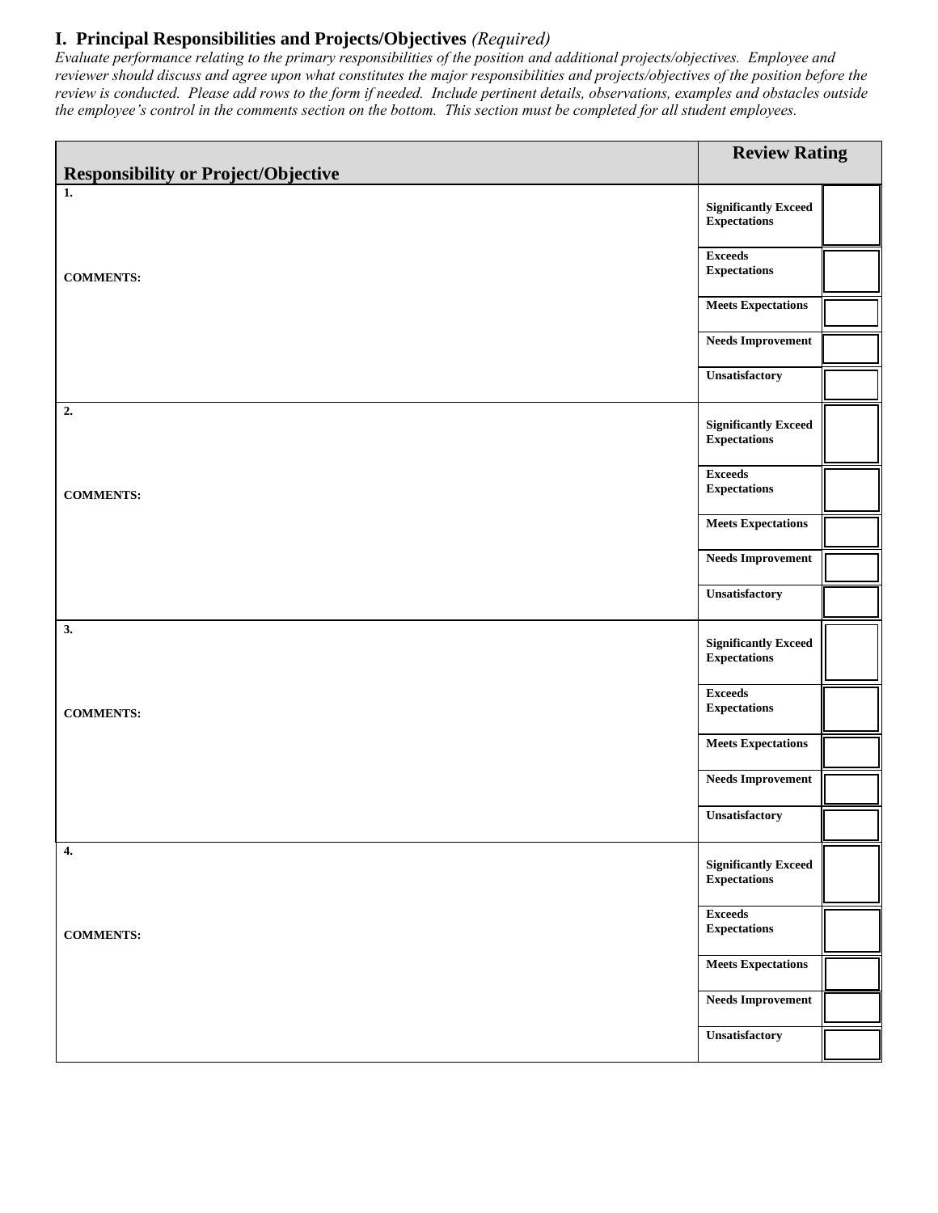## I. Principal Responsibilities and Projects/Objectives *(Required)*

*Evaluate performance relating to the primary responsibilities of the position and additional projects/objectives. Employee and reviewer should discuss and agree upon what constitutes the major responsibilities and projects/objectives of the position before the review is conducted. Please add rows to the form if needed. Include pertinent details, observations, examples and obstacles outside the employee's control in the comments section on the bottom. This section must be completed for all student employees.*

| Responsibility or Project/Objective | Review Rating | |
|---|---|---|
| **1.** | **Significantly Exceed Expectations** | |
| **COMMENTS:** | **Exceeds Expectations** | |
| | **Meets Expectations** | |
| | **Needs Improvement** | |
| | **Unsatisfactory** | |
| **2.** | **Significantly Exceed Expectations** | |
| **COMMENTS:** | **Exceeds Expectations** | |
| | **Meets Expectations** | |
| | **Needs Improvement** | |
| | **Unsatisfactory** | |
| **3.** | **Significantly Exceed Expectations** | |
| **COMMENTS:** | **Exceeds Expectations** | |
| | **Meets Expectations** | |
| | **Needs Improvement** | |
| | **Unsatisfactory** | |
| **4.** | **Significantly Exceed Expectations** | |
| **COMMENTS:** | **Exceeds Expectations** | |
| | **Meets Expectations** | |
| | **Needs Improvement** | |
| | **Unsatisfactory** | |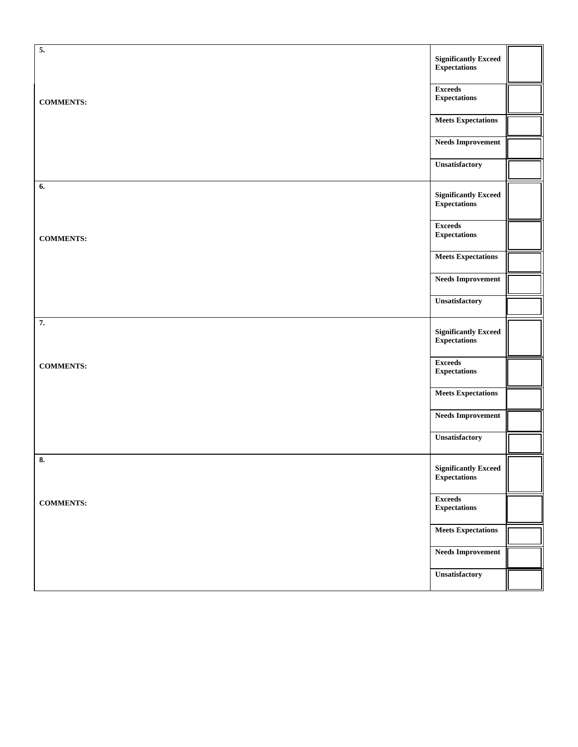| | | |
|---|---|---|
| **5.** | **Significantly Exceed Expectations** | |
| **COMMENTS:** | **Exceeds Expectations** | |
| | **Meets Expectations** | |
| | **Needs Improvement** | |
| | **Unsatisfactory** | |
| **6.** | **Significantly Exceed Expectations** | |
| **COMMENTS:** | **Exceeds Expectations** | |
| | **Meets Expectations** | |
| | **Needs Improvement** | |
| | **Unsatisfactory** | |
| **7.** | **Significantly Exceed Expectations** | |
| **COMMENTS:** | **Exceeds Expectations** | |
| | **Meets Expectations** | |
| | **Needs Improvement** | |
| | **Unsatisfactory** | |
| **8.** | **Significantly Exceed Expectations** | |
| **COMMENTS:** | **Exceeds Expectations** | |
| | **Meets Expectations** | |
| | **Needs Improvement** | |
| | **Unsatisfactory** | |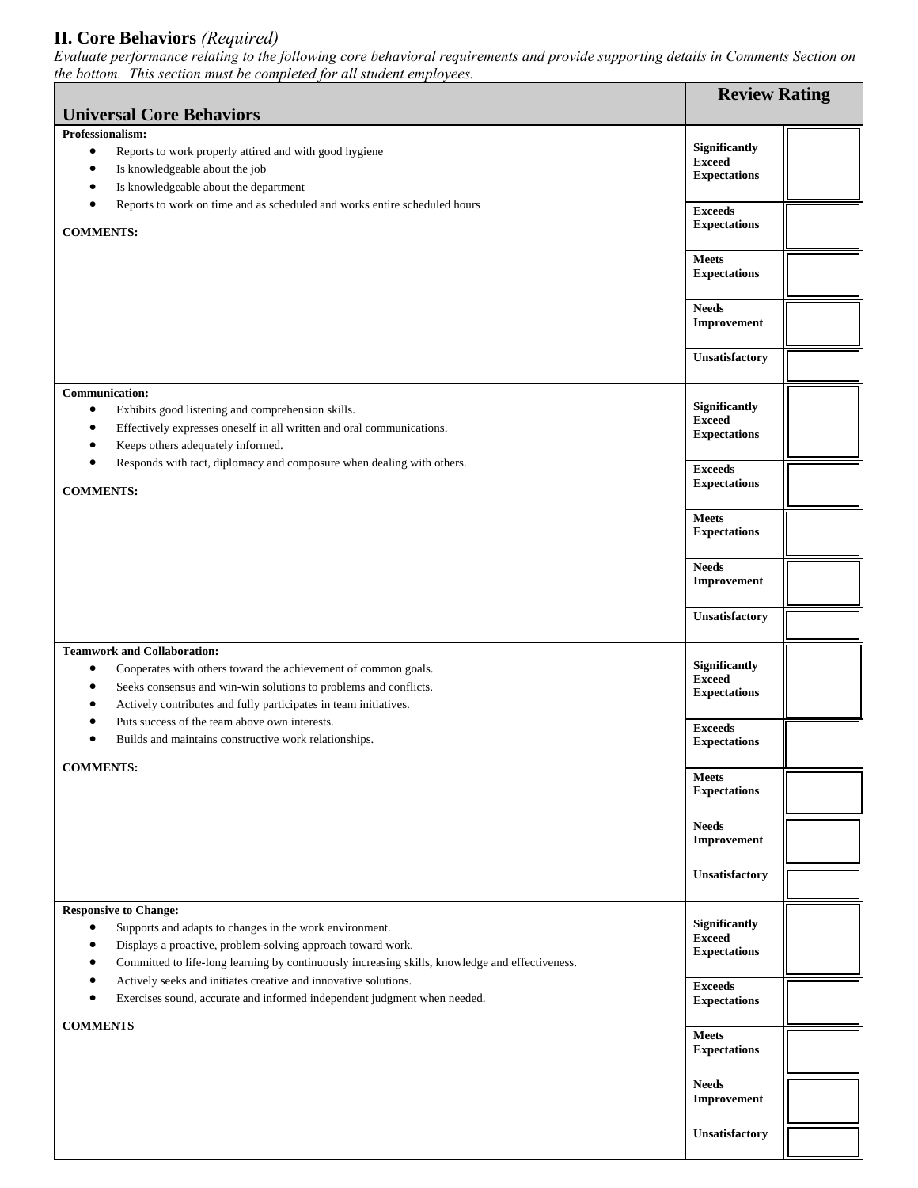## II. Core Behaviors *(Required)*

*Evaluate performance relating to the following core behavioral requirements and provide supporting details in Comments Section on the bottom. This section must be completed for all student employees.*

| Universal Core Behaviors | Review Rating | |
|---|---|---|
| **Professionalism:**<br>• Reports to work properly attired and with good hygiene<br>• Is knowledgeable about the job<br>• Is knowledgeable about the department<br>• Reports to work on time and as scheduled and works entire scheduled hours<br><br>**COMMENTS:** | **Significantly Exceed Expectations** | |
| | **Exceeds Expectations** | |
| | **Meets Expectations** | |
| | **Needs Improvement** | |
| | **Unsatisfactory** | |
| **Communication:**<br>• Exhibits good listening and comprehension skills.<br>• Effectively expresses oneself in all written and oral communications.<br>• Keeps others adequately informed.<br>• Responds with tact, diplomacy and composure when dealing with others.<br><br>**COMMENTS:** | **Significantly Exceed Expectations** | |
| | **Exceeds Expectations** | |
| | **Meets Expectations** | |
| | **Needs Improvement** | |
| | **Unsatisfactory** | |
| **Teamwork and Collaboration:**<br>• Cooperates with others toward the achievement of common goals.<br>• Seeks consensus and win-win solutions to problems and conflicts.<br>• Actively contributes and fully participates in team initiatives.<br>• Puts success of the team above own interests.<br>• Builds and maintains constructive work relationships.<br><br>**COMMENTS:** | **Significantly Exceed Expectations** | |
| | **Exceeds Expectations** | |
| | **Meets Expectations** | |
| | **Needs Improvement** | |
| | **Unsatisfactory** | |
| **Responsive to Change:**<br>• Supports and adapts to changes in the work environment.<br>• Displays a proactive, problem-solving approach toward work.<br>• Committed to life-long learning by continuously increasing skills, knowledge and effectiveness.<br>• Actively seeks and initiates creative and innovative solutions.<br>• Exercises sound, accurate and informed independent judgment when needed.<br><br>**COMMENTS** | **Significantly Exceed Expectations** | |
| | **Exceeds Expectations** | |
| | **Meets Expectations** | |
| | **Needs Improvement** | |
| | **Unsatisfactory** | |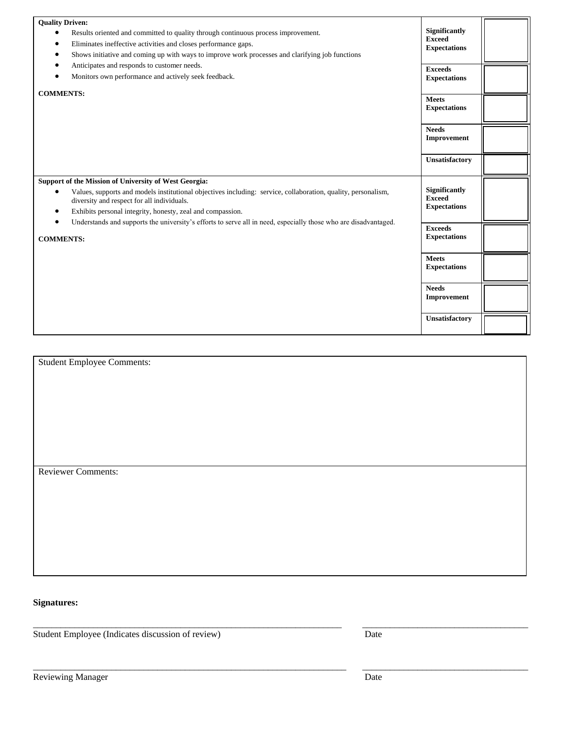| | | |
|---|---|---|
| **Quality Driven:**<br>• Results oriented and committed to quality through continuous process improvement.<br>• Eliminates ineffective activities and closes performance gaps.<br>• Shows initiative and coming up with ways to improve work processes and clarifying job functions<br>• Anticipates and responds to customer needs.<br>• Monitors own performance and actively seek feedback.<br><br>**COMMENTS:** | **Significantly Exceed Expectations** | |
| | **Exceeds Expectations** | |
| | **Meets Expectations** | |
| | **Needs Improvement** | |
| | **Unsatisfactory** | |
| **Support of the Mission of University of West Georgia:**<br>• Values, supports and models institutional objectives including: service, collaboration, quality, personalism, diversity and respect for all individuals.<br>• Exhibits personal integrity, honesty, zeal and compassion.<br>• Understands and supports the university's efforts to serve all in need, especially those who are disadvantaged.<br><br>**COMMENTS:** | **Significantly Exceed Expectations** | |
| | **Exceeds Expectations** | |
| | **Meets Expectations** | |
| | **Needs Improvement** | |
| | **Unsatisfactory** | |

Student Employee Comments:

Reviewer Comments:

**Signatures:**

______________________________________________ ______________________

Student Employee (Indicates discussion of review) Date

______________________________________________ ______________________

Reviewing Manager Date